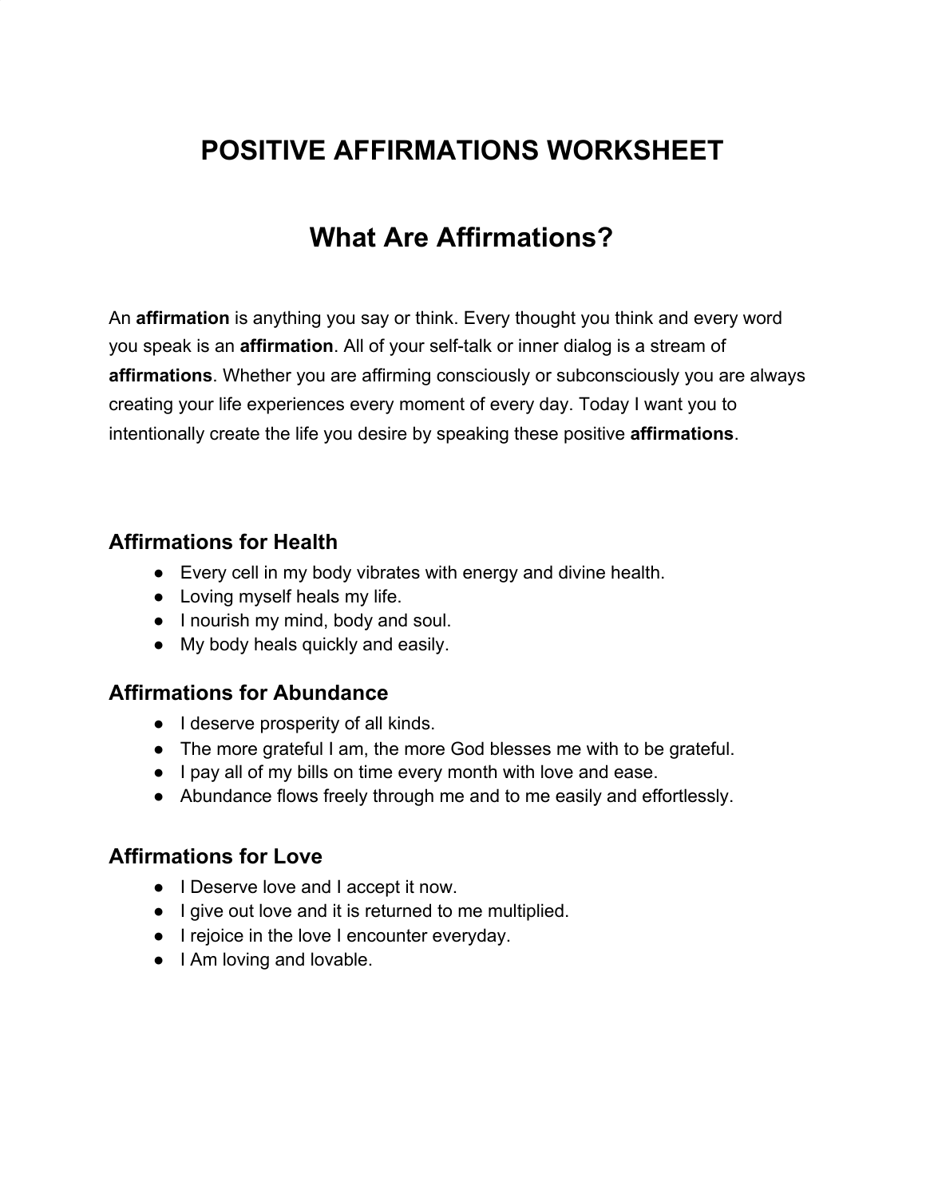# POSITIVE AFFIRMATIONS WORKSHEET

## What Are Affirmations?

An **affirmation** is anything you say or think. Every thought you think and every word you speak is an **affirmation**. All of your self-talk or inner dialog is a stream of **affirmations**. Whether you are affirming consciously or subconsciously you are always creating your life experiences every moment of every day. Today I want you to intentionally create the life you desire by speaking these positive **affirmations**.

### Affirmations for Health

- Every cell in my body vibrates with energy and divine health.
- Loving myself heals my life.
- I nourish my mind, body and soul.
- My body heals quickly and easily.

### Affirmations for Abundance

- I deserve prosperity of all kinds.
- The more grateful I am, the more God blesses me with to be grateful.
- I pay all of my bills on time every month with love and ease.
- Abundance flows freely through me and to me easily and effortlessly.

### Affirmations for Love

- I Deserve love and I accept it now.
- I give out love and it is returned to me multiplied.
- I rejoice in the love I encounter everyday.
- I Am loving and lovable.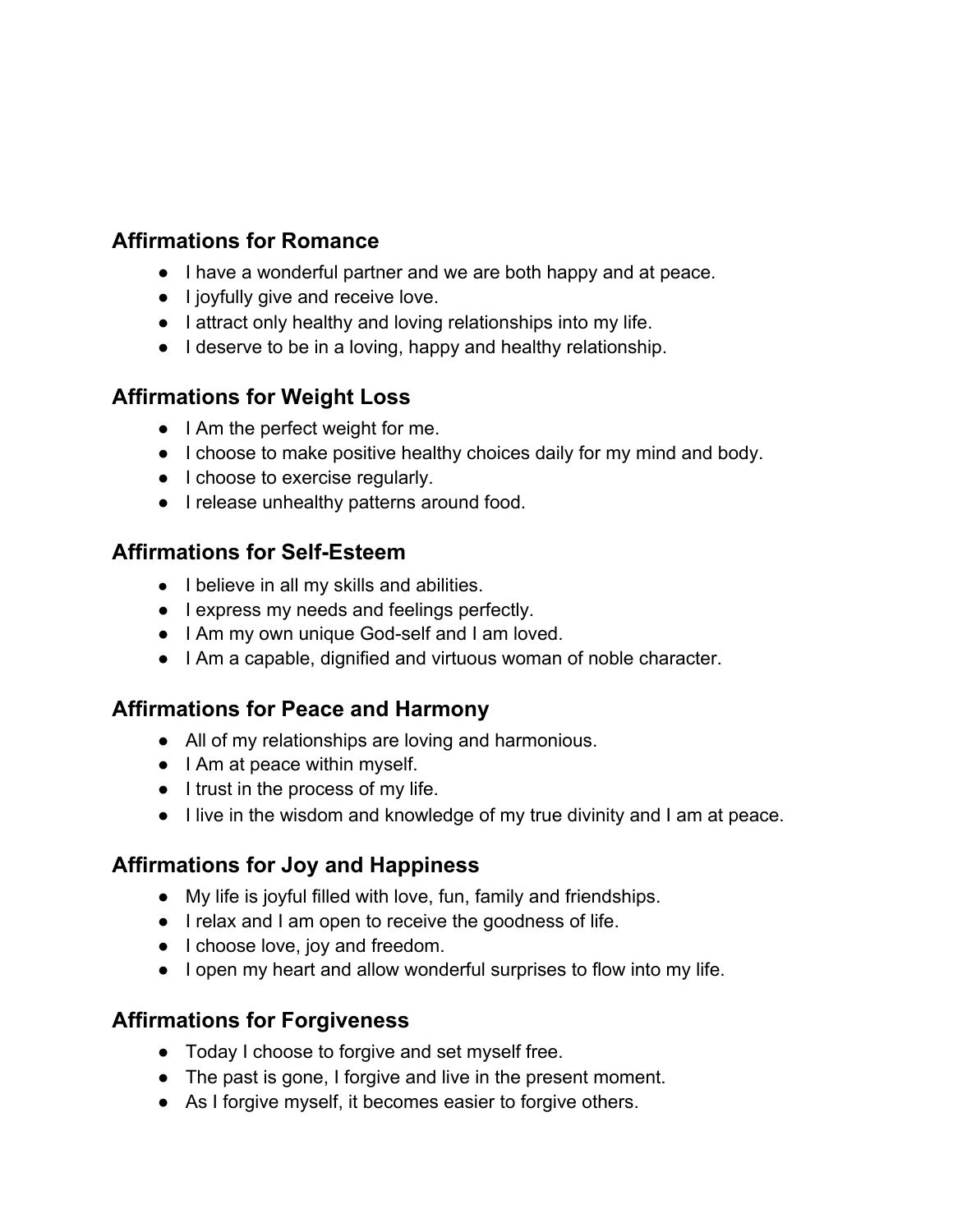## Affirmations for Romance

- I have a wonderful partner and we are both happy and at peace.
- I joyfully give and receive love.
- I attract only healthy and loving relationships into my life.
- I deserve to be in a loving, happy and healthy relationship.

## Affirmations for Weight Loss

- I Am the perfect weight for me.
- I choose to make positive healthy choices daily for my mind and body.
- I choose to exercise regularly.
- I release unhealthy patterns around food.

## Affirmations for Self-Esteem

- I believe in all my skills and abilities.
- I express my needs and feelings perfectly.
- I Am my own unique God-self and I am loved.
- I Am a capable, dignified and virtuous woman of noble character.

## Affirmations for Peace and Harmony

- All of my relationships are loving and harmonious.
- I Am at peace within myself.
- I trust in the process of my life.
- I live in the wisdom and knowledge of my true divinity and I am at peace.

## Affirmations for Joy and Happiness

- My life is joyful filled with love, fun, family and friendships.
- I relax and I am open to receive the goodness of life.
- I choose love, joy and freedom.
- I open my heart and allow wonderful surprises to flow into my life.

## Affirmations for Forgiveness

- Today I choose to forgive and set myself free.
- The past is gone, I forgive and live in the present moment.
- As I forgive myself, it becomes easier to forgive others.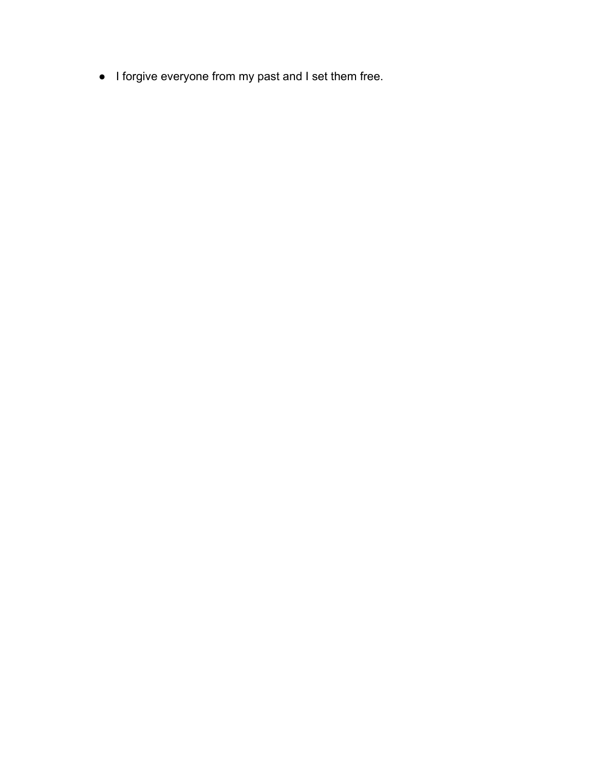- I forgive everyone from my past and I set them free.